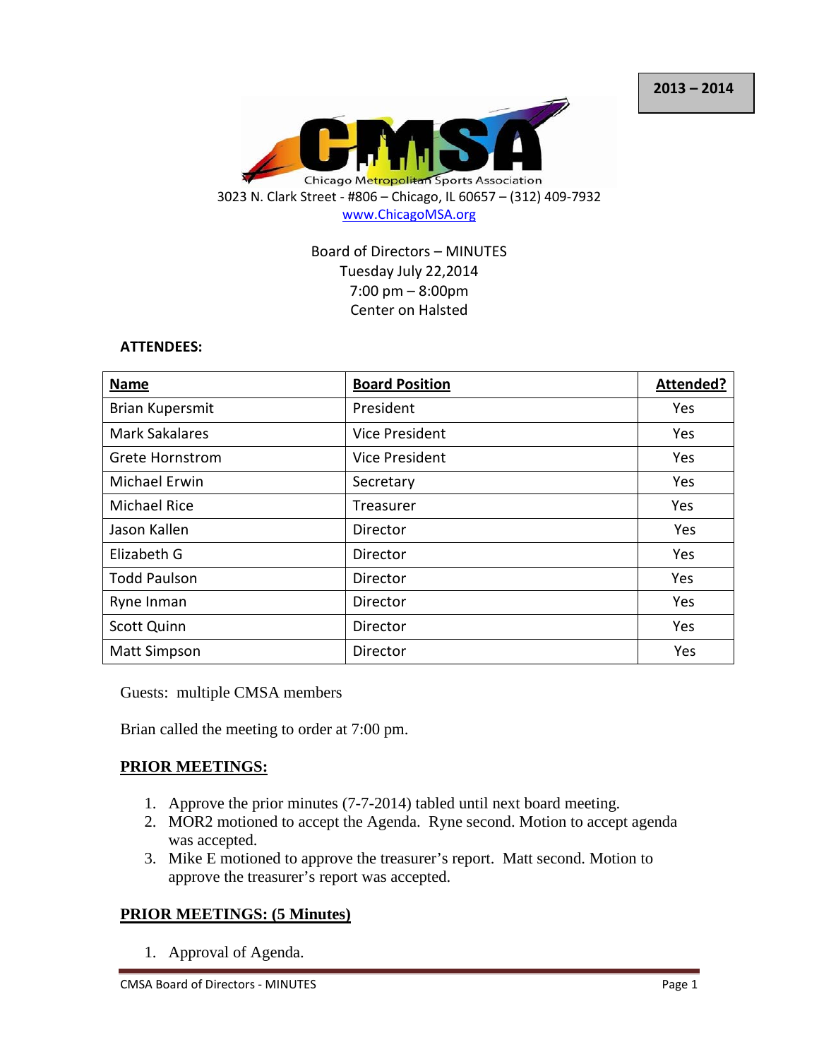2013 – 2014

Chicago Metropolitan Sports Association

3023 N. Clark Street - #806 – Chicago, IL 60657 – (312) 409-7932
www.ChicagoMSA.org

Board of Directors – MINUTES
Tuesday July 22,2014
7:00 pm – 8:00pm
Center on Halsted

**ATTENDEES:**

| Name | Board Position | Attended? |
|---|---|---|
| Brian Kupersmit | President | Yes |
| Mark Sakalares | Vice President | Yes |
| Grete Hornstrom | Vice President | Yes |
| Michael Erwin | Secretary | Yes |
| Michael Rice | Treasurer | Yes |
| Jason Kallen | Director | Yes |
| Elizabeth G | Director | Yes |
| Todd Paulson | Director | Yes |
| Ryne Inman | Director | Yes |
| Scott Quinn | Director | Yes |
| Matt Simpson | Director | Yes |

Guests: multiple CMSA members

Brian called the meeting to order at 7:00 pm.

## PRIOR MEETINGS:

1. Approve the prior minutes (7-7-2014) tabled until next board meeting.
2. MOR2 motioned to accept the Agenda. Ryne second. Motion to accept agenda was accepted.
3. Mike E motioned to approve the treasurer's report. Matt second. Motion to approve the treasurer's report was accepted.

## PRIOR MEETINGS: (5 Minutes)

1. Approval of Agenda.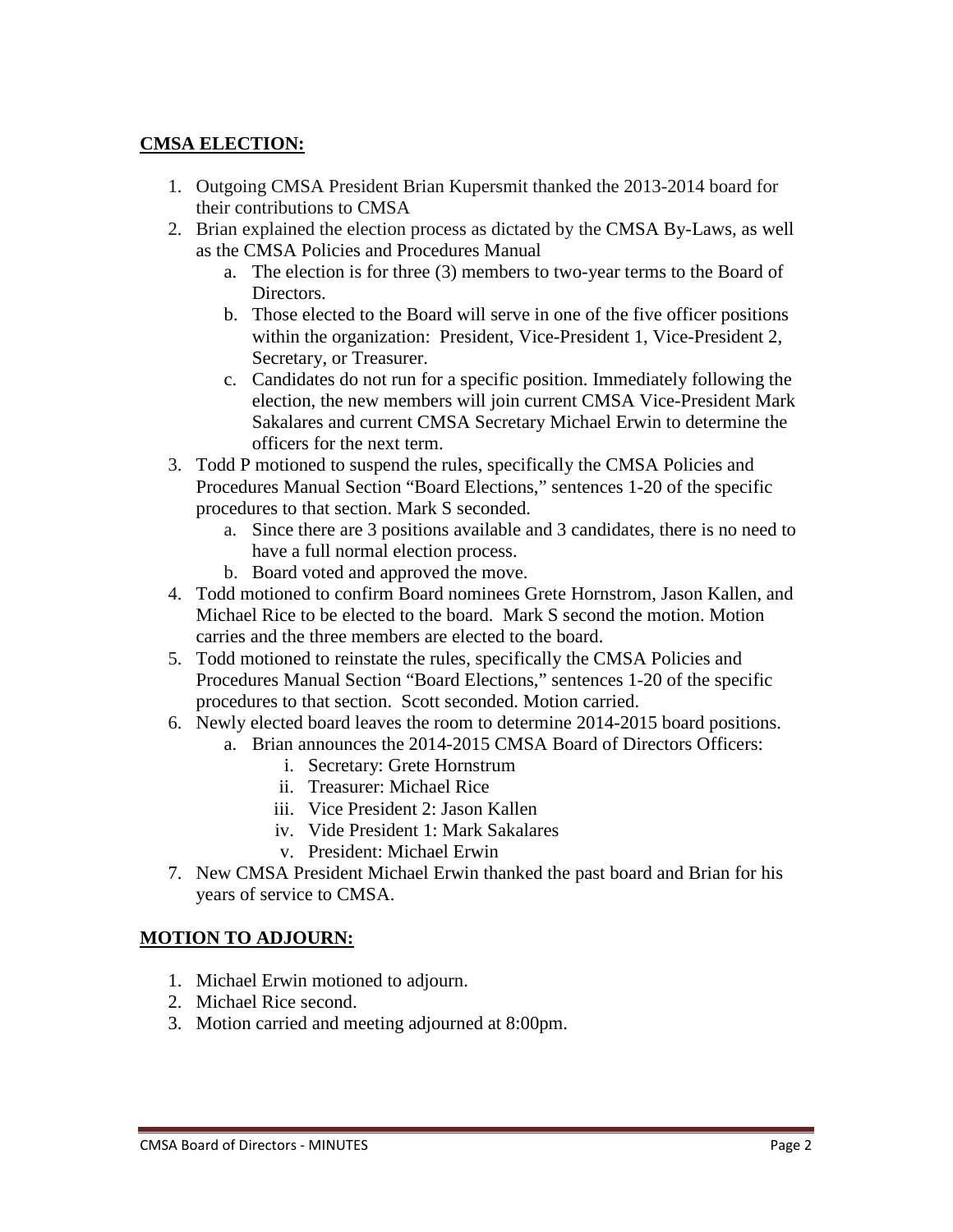## **CMSA ELECTION:**

1. Outgoing CMSA President Brian Kupersmit thanked the 2013-2014 board for their contributions to CMSA
2. Brian explained the election process as dictated by the CMSA By-Laws, as well as the CMSA Policies and Procedures Manual
   a. The election is for three (3) members to two-year terms to the Board of Directors.
   b. Those elected to the Board will serve in one of the five officer positions within the organization: President, Vice-President 1, Vice-President 2, Secretary, or Treasurer.
   c. Candidates do not run for a specific position. Immediately following the election, the new members will join current CMSA Vice-President Mark Sakalares and current CMSA Secretary Michael Erwin to determine the officers for the next term.
3. Todd P motioned to suspend the rules, specifically the CMSA Policies and Procedures Manual Section "Board Elections," sentences 1-20 of the specific procedures to that section. Mark S seconded.
   a. Since there are 3 positions available and 3 candidates, there is no need to have a full normal election process.
   b. Board voted and approved the move.
4. Todd motioned to confirm Board nominees Grete Hornstrom, Jason Kallen, and Michael Rice to be elected to the board. Mark S second the motion. Motion carries and the three members are elected to the board.
5. Todd motioned to reinstate the rules, specifically the CMSA Policies and Procedures Manual Section "Board Elections," sentences 1-20 of the specific procedures to that section. Scott seconded. Motion carried.
6. Newly elected board leaves the room to determine 2014-2015 board positions.
   a. Brian announces the 2014-2015 CMSA Board of Directors Officers:
      i. Secretary: Grete Hornstrum
      ii. Treasurer: Michael Rice
      iii. Vice President 2: Jason Kallen
      iv. Vide President 1: Mark Sakalares
      v. President: Michael Erwin
7. New CMSA President Michael Erwin thanked the past board and Brian for his years of service to CMSA.

## **MOTION TO ADJOURN:**

1. Michael Erwin motioned to adjourn.
2. Michael Rice second.
3. Motion carried and meeting adjourned at 8:00pm.